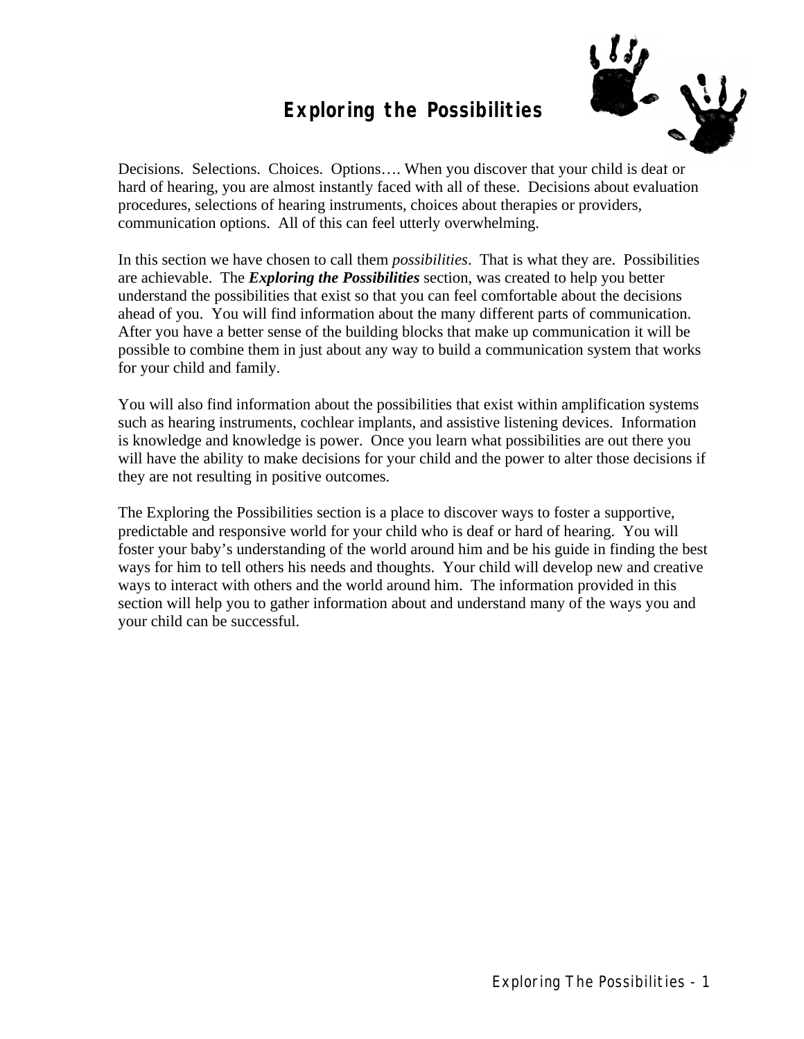# Exploring the Possibilities

Decisions. Selections. Choices. Options…. When you discover that your child is deaf or hard of hearing, you are almost instantly faced with all of these. Decisions about evaluation procedures, selections of hearing instruments, choices about therapies or providers, communication options. All of this can feel utterly overwhelming.

In this section we have chosen to call them *possibilities*. That is what they are. Possibilities are achievable. The ***Exploring the Possibilities*** section, was created to help you better understand the possibilities that exist so that you can feel comfortable about the decisions ahead of you. You will find information about the many different parts of communication. After you have a better sense of the building blocks that make up communication it will be possible to combine them in just about any way to build a communication system that works for your child and family.

You will also find information about the possibilities that exist within amplification systems such as hearing instruments, cochlear implants, and assistive listening devices. Information is knowledge and knowledge is power. Once you learn what possibilities are out there you will have the ability to make decisions for your child and the power to alter those decisions if they are not resulting in positive outcomes.

The Exploring the Possibilities section is a place to discover ways to foster a supportive, predictable and responsive world for your child who is deaf or hard of hearing. You will foster your baby's understanding of the world around him and be his guide in finding the best ways for him to tell others his needs and thoughts. Your child will develop new and creative ways to interact with others and the world around him. The information provided in this section will help you to gather information about and understand many of the ways you and your child can be successful.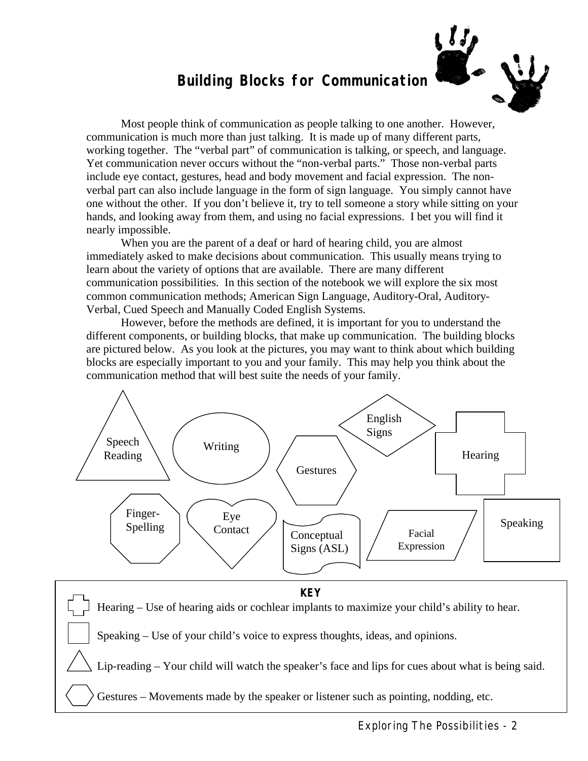## Building Blocks for Communication

Most people think of communication as people talking to one another. However, communication is much more than just talking. It is made up of many different parts, working together. The "verbal part" of communication is talking, or speech, and language. Yet communication never occurs without the "non-verbal parts." Those non-verbal parts include eye contact, gestures, head and body movement and facial expression. The non-verbal part can also include language in the form of sign language. You simply cannot have one without the other. If you don't believe it, try to tell someone a story while sitting on your hands, and looking away from them, and using no facial expressions. I bet you will find it nearly impossible.

When you are the parent of a deaf or hard of hearing child, you are almost immediately asked to make decisions about communication. This usually means trying to learn about the variety of options that are available. There are many different communication possibilities. In this section of the notebook we will explore the six most common communication methods; American Sign Language, Auditory-Oral, Auditory-Verbal, Cued Speech and Manually Coded English Systems.

However, before the methods are defined, it is important for you to understand the different components, or building blocks, that make up communication. The building blocks are pictured below. As you look at the pictures, you may want to think about which building blocks are especially important to you and your family. This may help you think about the communication method that will best suite the needs of your family.

Speech Reading | Writing | Gestures | English Signs | Hearing

Finger-Spelling | Eye Contact | Conceptual Signs (ASL) | Facial Expression | Speaking

**KEY**

- Hearing – Use of hearing aids or cochlear implants to maximize your child's ability to hear.
- Speaking – Use of your child's voice to express thoughts, ideas, and opinions.
- Lip-reading – Your child will watch the speaker's face and lips for cues about what is being said.
- Gestures – Movements made by the speaker or listener such as pointing, nodding, etc.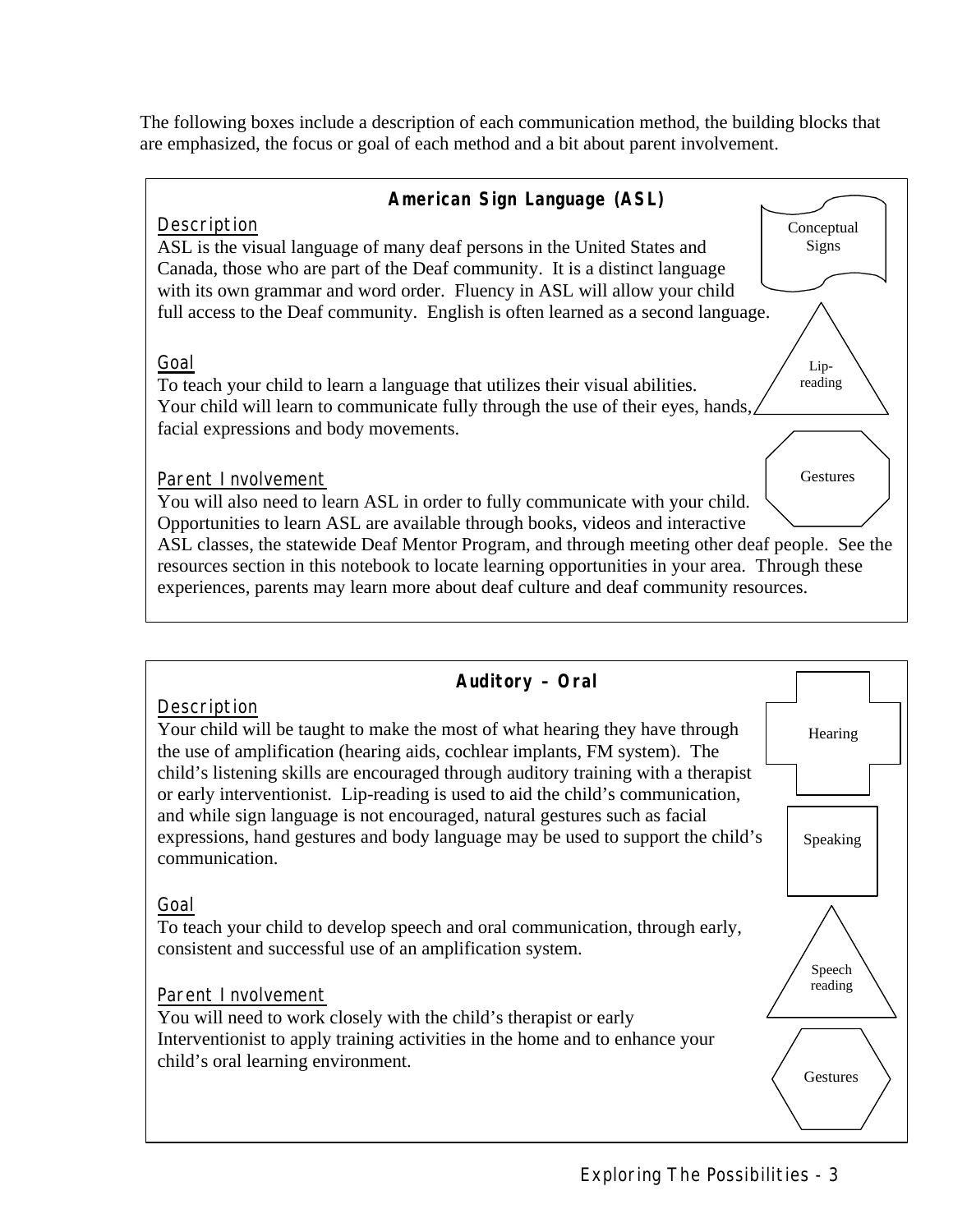The following boxes include a description of each communication method, the building blocks that are emphasized, the focus or goal of each method and a bit about parent involvement.

## American Sign Language (ASL)

Conceptual Signs

Lip-reading

Gestures

### Description

ASL is the visual language of many deaf persons in the United States and Canada, those who are part of the Deaf community. It is a distinct language with its own grammar and word order. Fluency in ASL will allow your child full access to the Deaf community. English is often learned as a second language.

### Goal

To teach your child to learn a language that utilizes their visual abilities. Your child will learn to communicate fully through the use of their eyes, hands, facial expressions and body movements.

### Parent Involvement

You will also need to learn ASL in order to fully communicate with your child. Opportunities to learn ASL are available through books, videos and interactive ASL classes, the statewide Deaf Mentor Program, and through meeting other deaf people. See the resources section in this notebook to locate learning opportunities in your area. Through these experiences, parents may learn more about deaf culture and deaf community resources.

## Auditory – Oral

Hearing

Speaking

Speech reading

Gestures

### Description

Your child will be taught to make the most of what hearing they have through the use of amplification (hearing aids, cochlear implants, FM system). The child's listening skills are encouraged through auditory training with a therapist or early interventionist. Lip-reading is used to aid the child's communication, and while sign language is not encouraged, natural gestures such as facial expressions, hand gestures and body language may be used to support the child's communication.

### Goal

To teach your child to develop speech and oral communication, through early, consistent and successful use of an amplification system.

### Parent Involvement

You will need to work closely with the child's therapist or early Interventionist to apply training activities in the home and to enhance your child's oral learning environment.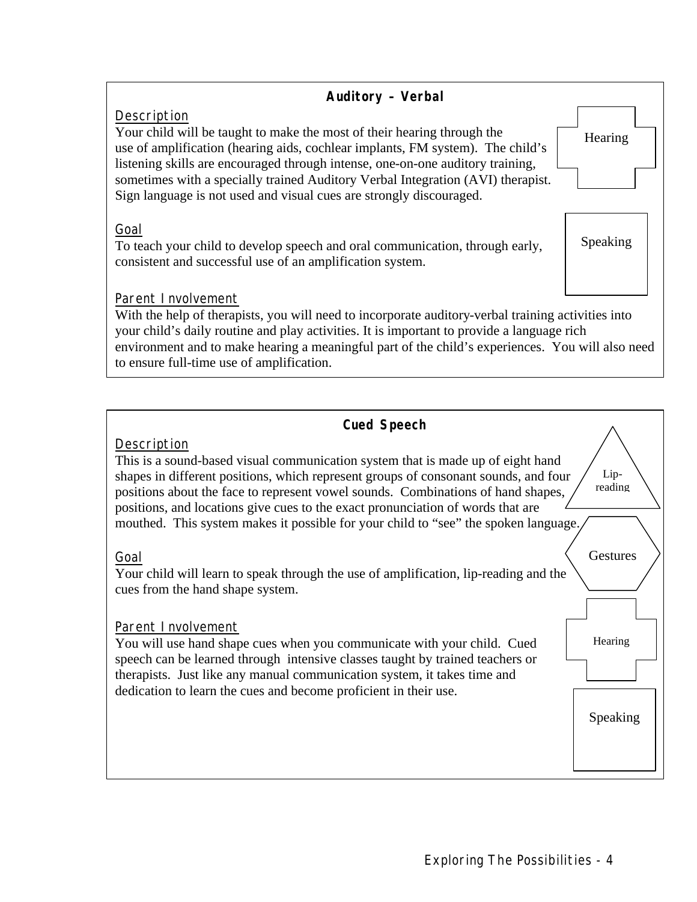## Auditory – Verbal

Hearing

Speaking

Description

Your child will be taught to make the most of their hearing through the use of amplification (hearing aids, cochlear implants, FM system). The child's listening skills are encouraged through intense, one-on-one auditory training, sometimes with a specially trained Auditory Verbal Integration (AVI) therapist. Sign language is not used and visual cues are strongly discouraged.

Goal

To teach your child to develop speech and oral communication, through early, consistent and successful use of an amplification system.

Parent Involvement

With the help of therapists, you will need to incorporate auditory-verbal training activities into your child's daily routine and play activities. It is important to provide a language rich environment and to make hearing a meaningful part of the child's experiences. You will also need to ensure full-time use of amplification.

## Cued Speech

Lip-reading

Gestures

Hearing

Speaking

Description

This is a sound-based visual communication system that is made up of eight hand shapes in different positions, which represent groups of consonant sounds, and four positions about the face to represent vowel sounds. Combinations of hand shapes, positions, and locations give cues to the exact pronunciation of words that are mouthed. This system makes it possible for your child to "see" the spoken language.

Goal

Your child will learn to speak through the use of amplification, lip-reading and the cues from the hand shape system.

Parent Involvement

You will use hand shape cues when you communicate with your child. Cued speech can be learned through intensive classes taught by trained teachers or therapists. Just like any manual communication system, it takes time and dedication to learn the cues and become proficient in their use.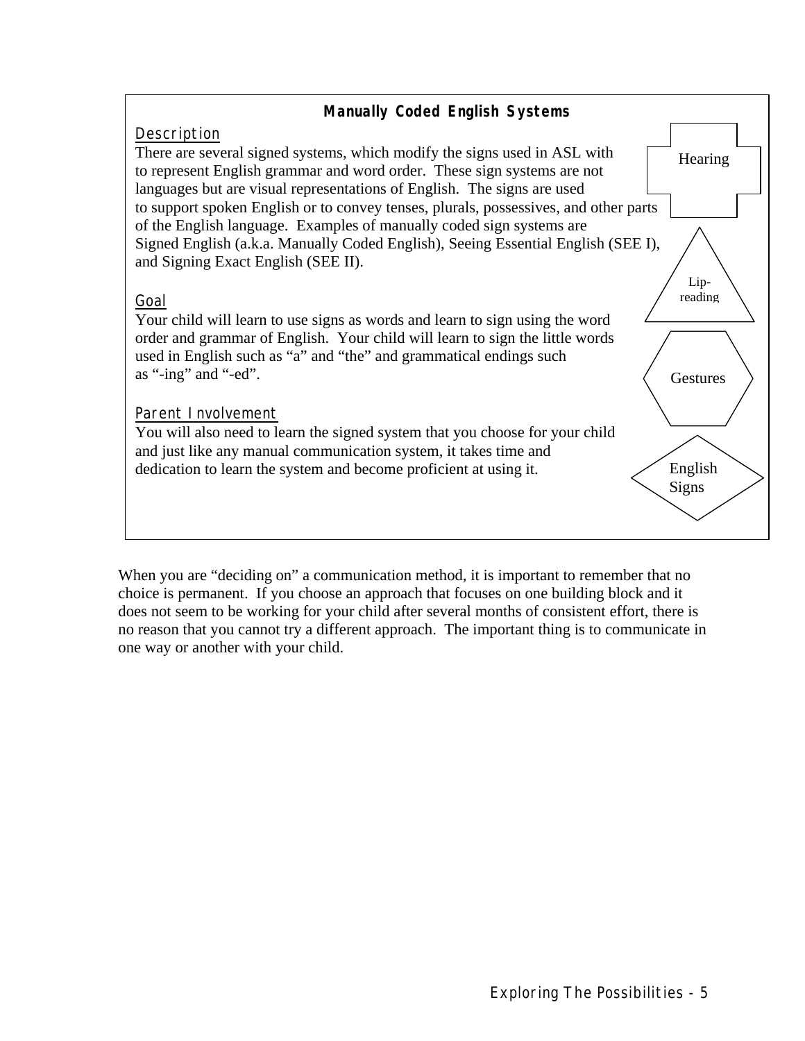## Manually Coded English Systems

### Description

There are several signed systems, which modify the signs used in ASL with to represent English grammar and word order. These sign systems are not languages but are visual representations of English. The signs are used to support spoken English or to convey tenses, plurals, possessives, and other parts of the English language. Examples of manually coded sign systems are Signed English (a.k.a. Manually Coded English), Seeing Essential English (SEE I), and Signing Exact English (SEE II).

### Goal

Your child will learn to use signs as words and learn to sign using the word order and grammar of English. Your child will learn to sign the little words used in English such as "a" and "the" and grammatical endings such as "-ing" and "-ed".

### Parent Involvement

You will also need to learn the signed system that you choose for your child and just like any manual communication system, it takes time and dedication to learn the system and become proficient at using it.

Hearing

Lip-reading

Gestures

English Signs

When you are "deciding on" a communication method, it is important to remember that no choice is permanent. If you choose an approach that focuses on one building block and it does not seem to be working for your child after several months of consistent effort, there is no reason that you cannot try a different approach. The important thing is to communicate in one way or another with your child.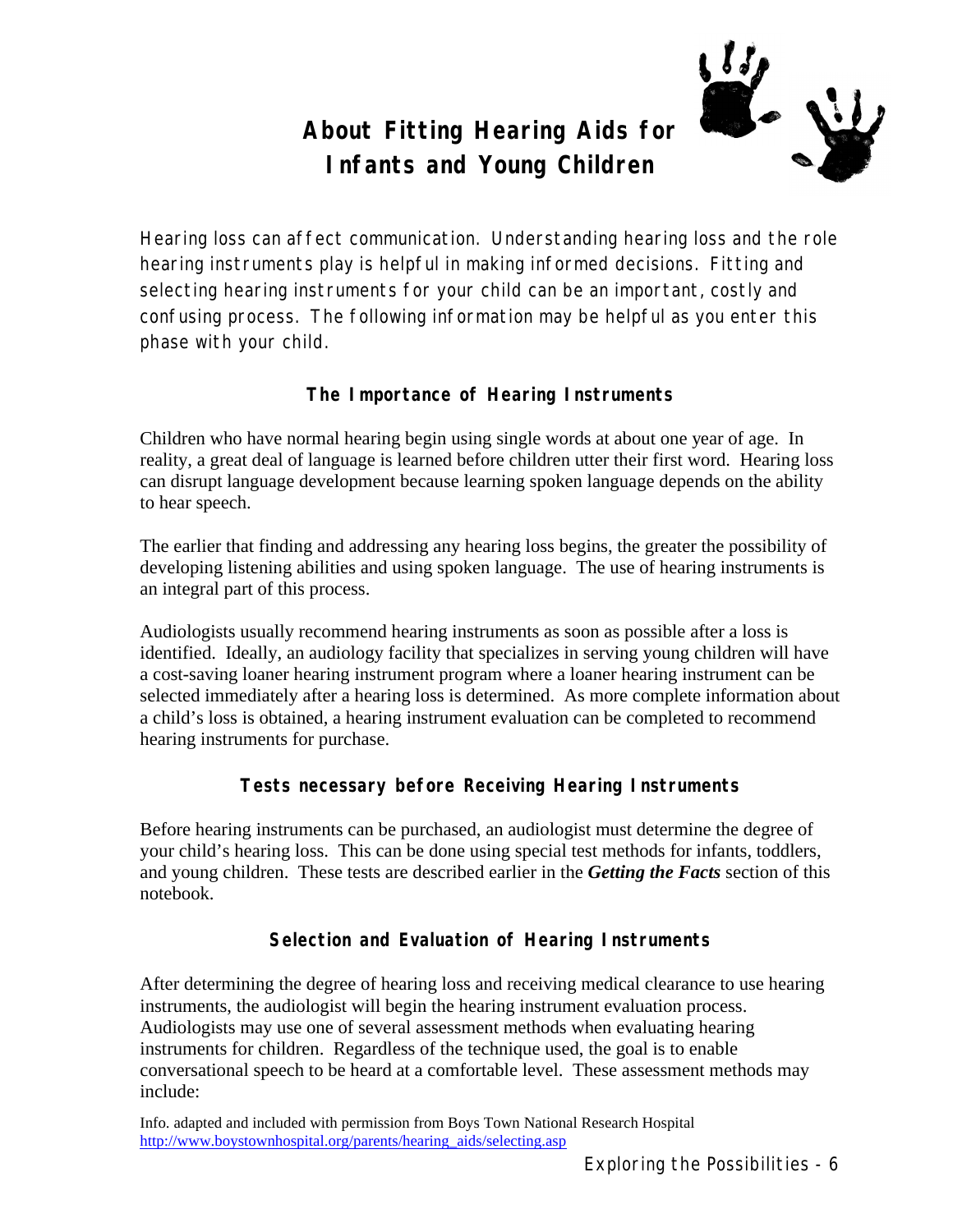# About Fitting Hearing Aids for Infants and Young Children

Hearing loss can affect communication. Understanding hearing loss and the role hearing instruments play is helpful in making informed decisions. Fitting and selecting hearing instruments for your child can be an important, costly and confusing process. The following information may be helpful as you enter this phase with your child.

## The Importance of Hearing Instruments

Children who have normal hearing begin using single words at about one year of age. In reality, a great deal of language is learned before children utter their first word. Hearing loss can disrupt language development because learning spoken language depends on the ability to hear speech.

The earlier that finding and addressing any hearing loss begins, the greater the possibility of developing listening abilities and using spoken language. The use of hearing instruments is an integral part of this process.

Audiologists usually recommend hearing instruments as soon as possible after a loss is identified. Ideally, an audiology facility that specializes in serving young children will have a cost-saving loaner hearing instrument program where a loaner hearing instrument can be selected immediately after a hearing loss is determined. As more complete information about a child's loss is obtained, a hearing instrument evaluation can be completed to recommend hearing instruments for purchase.

## Tests necessary before Receiving Hearing Instruments

Before hearing instruments can be purchased, an audiologist must determine the degree of your child's hearing loss. This can be done using special test methods for infants, toddlers, and young children. These tests are described earlier in the ***Getting the Facts*** section of this notebook.

## Selection and Evaluation of Hearing Instruments

After determining the degree of hearing loss and receiving medical clearance to use hearing instruments, the audiologist will begin the hearing instrument evaluation process. Audiologists may use one of several assessment methods when evaluating hearing instruments for children. Regardless of the technique used, the goal is to enable conversational speech to be heard at a comfortable level. These assessment methods may include:

Info. adapted and included with permission from Boys Town National Research Hospital
http://www.boystownhospital.org/parents/hearing_aids/selecting.asp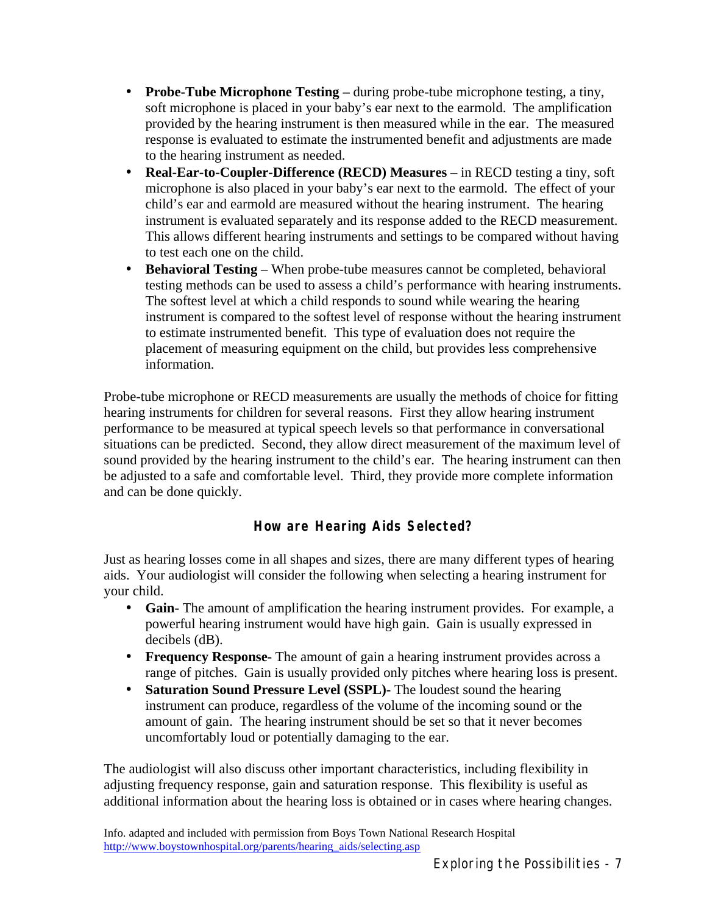- **Probe-Tube Microphone Testing –** during probe-tube microphone testing, a tiny, soft microphone is placed in your baby's ear next to the earmold. The amplification provided by the hearing instrument is then measured while in the ear. The measured response is evaluated to estimate the instrumented benefit and adjustments are made to the hearing instrument as needed.
- **Real-Ear-to-Coupler-Difference (RECD) Measures** – in RECD testing a tiny, soft microphone is also placed in your baby's ear next to the earmold. The effect of your child's ear and earmold are measured without the hearing instrument. The hearing instrument is evaluated separately and its response added to the RECD measurement. This allows different hearing instruments and settings to be compared without having to test each one on the child.
- **Behavioral Testing** – When probe-tube measures cannot be completed, behavioral testing methods can be used to assess a child's performance with hearing instruments. The softest level at which a child responds to sound while wearing the hearing instrument is compared to the softest level of response without the hearing instrument to estimate instrumented benefit. This type of evaluation does not require the placement of measuring equipment on the child, but provides less comprehensive information.

Probe-tube microphone or RECD measurements are usually the methods of choice for fitting hearing instruments for children for several reasons. First they allow hearing instrument performance to be measured at typical speech levels so that performance in conversational situations can be predicted. Second, they allow direct measurement of the maximum level of sound provided by the hearing instrument to the child's ear. The hearing instrument can then be adjusted to a safe and comfortable level. Third, they provide more complete information and can be done quickly.

## How are Hearing Aids Selected?

Just as hearing losses come in all shapes and sizes, there are many different types of hearing aids. Your audiologist will consider the following when selecting a hearing instrument for your child.

- **Gain-** The amount of amplification the hearing instrument provides. For example, a powerful hearing instrument would have high gain. Gain is usually expressed in decibels (dB).
- **Frequency Response-** The amount of gain a hearing instrument provides across a range of pitches. Gain is usually provided only pitches where hearing loss is present.
- **Saturation Sound Pressure Level (SSPL)-** The loudest sound the hearing instrument can produce, regardless of the volume of the incoming sound or the amount of gain. The hearing instrument should be set so that it never becomes uncomfortably loud or potentially damaging to the ear.

The audiologist will also discuss other important characteristics, including flexibility in adjusting frequency response, gain and saturation response. This flexibility is useful as additional information about the hearing loss is obtained or in cases where hearing changes.

Info. adapted and included with permission from Boys Town National Research Hospital
http://www.boystownhospital.org/parents/hearing_aids/selecting.asp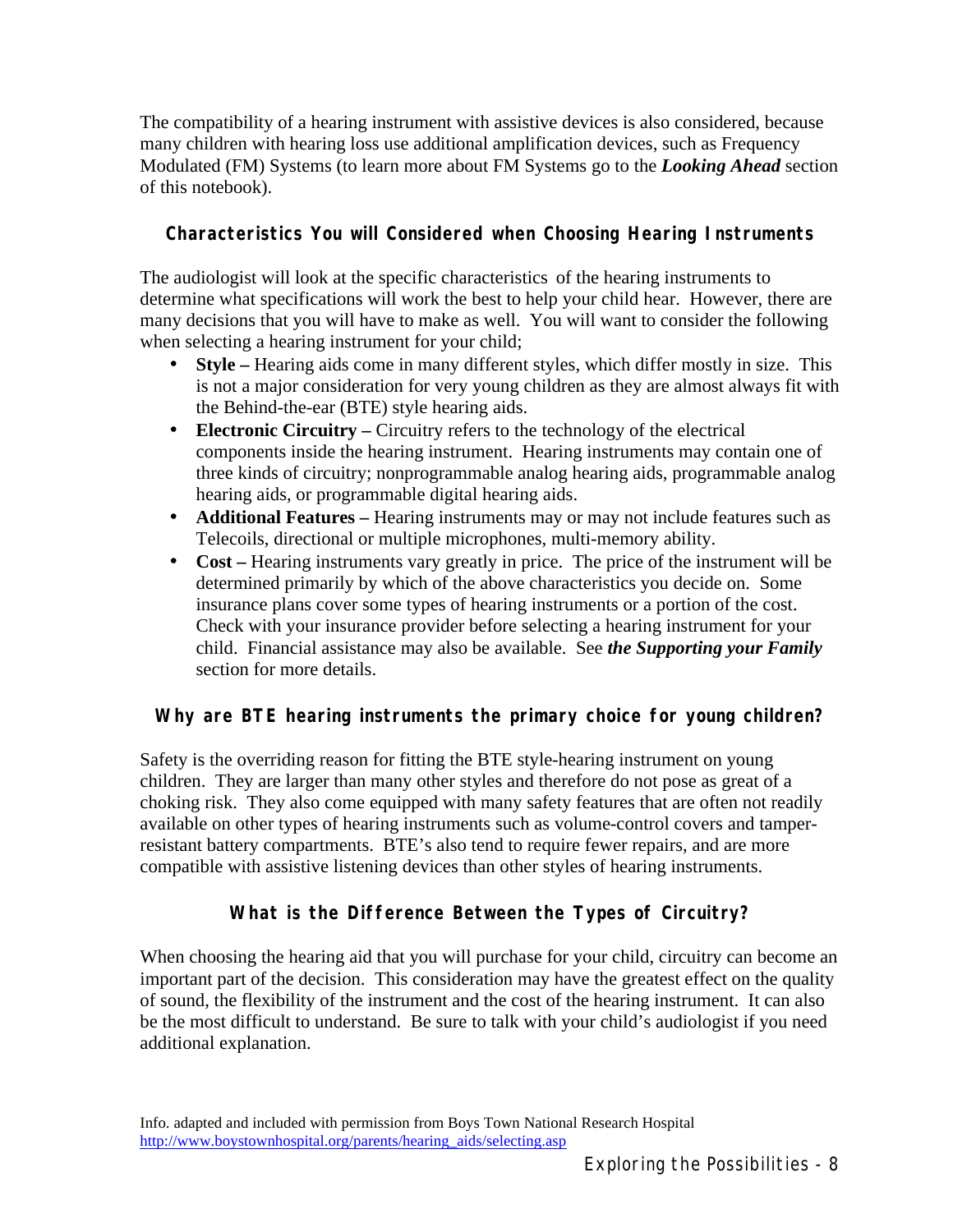The compatibility of a hearing instrument with assistive devices is also considered, because many children with hearing loss use additional amplification devices, such as Frequency Modulated (FM) Systems (to learn more about FM Systems go to the ***Looking Ahead*** section of this notebook).

## Characteristics You will Considered when Choosing Hearing Instruments

The audiologist will look at the specific characteristics of the hearing instruments to determine what specifications will work the best to help your child hear. However, there are many decisions that you will have to make as well. You will want to consider the following when selecting a hearing instrument for your child;

- **Style –** Hearing aids come in many different styles, which differ mostly in size. This is not a major consideration for very young children as they are almost always fit with the Behind-the-ear (BTE) style hearing aids.
- **Electronic Circuitry –** Circuitry refers to the technology of the electrical components inside the hearing instrument. Hearing instruments may contain one of three kinds of circuitry; nonprogrammable analog hearing aids, programmable analog hearing aids, or programmable digital hearing aids.
- **Additional Features –** Hearing instruments may or may not include features such as Telecoils, directional or multiple microphones, multi-memory ability.
- **Cost –** Hearing instruments vary greatly in price. The price of the instrument will be determined primarily by which of the above characteristics you decide on. Some insurance plans cover some types of hearing instruments or a portion of the cost. Check with your insurance provider before selecting a hearing instrument for your child. Financial assistance may also be available. See ***the Supporting your Family*** section for more details.

## Why are BTE hearing instruments the primary choice for young children?

Safety is the overriding reason for fitting the BTE style-hearing instrument on young children. They are larger than many other styles and therefore do not pose as great of a choking risk. They also come equipped with many safety features that are often not readily available on other types of hearing instruments such as volume-control covers and tamper-resistant battery compartments. BTE's also tend to require fewer repairs, and are more compatible with assistive listening devices than other styles of hearing instruments.

## What is the Difference Between the Types of Circuitry?

When choosing the hearing aid that you will purchase for your child, circuitry can become an important part of the decision. This consideration may have the greatest effect on the quality of sound, the flexibility of the instrument and the cost of the hearing instrument. It can also be the most difficult to understand. Be sure to talk with your child's audiologist if you need additional explanation.

Info. adapted and included with permission from Boys Town National Research Hospital
http://www.boystownhospital.org/parents/hearing_aids/selecting.asp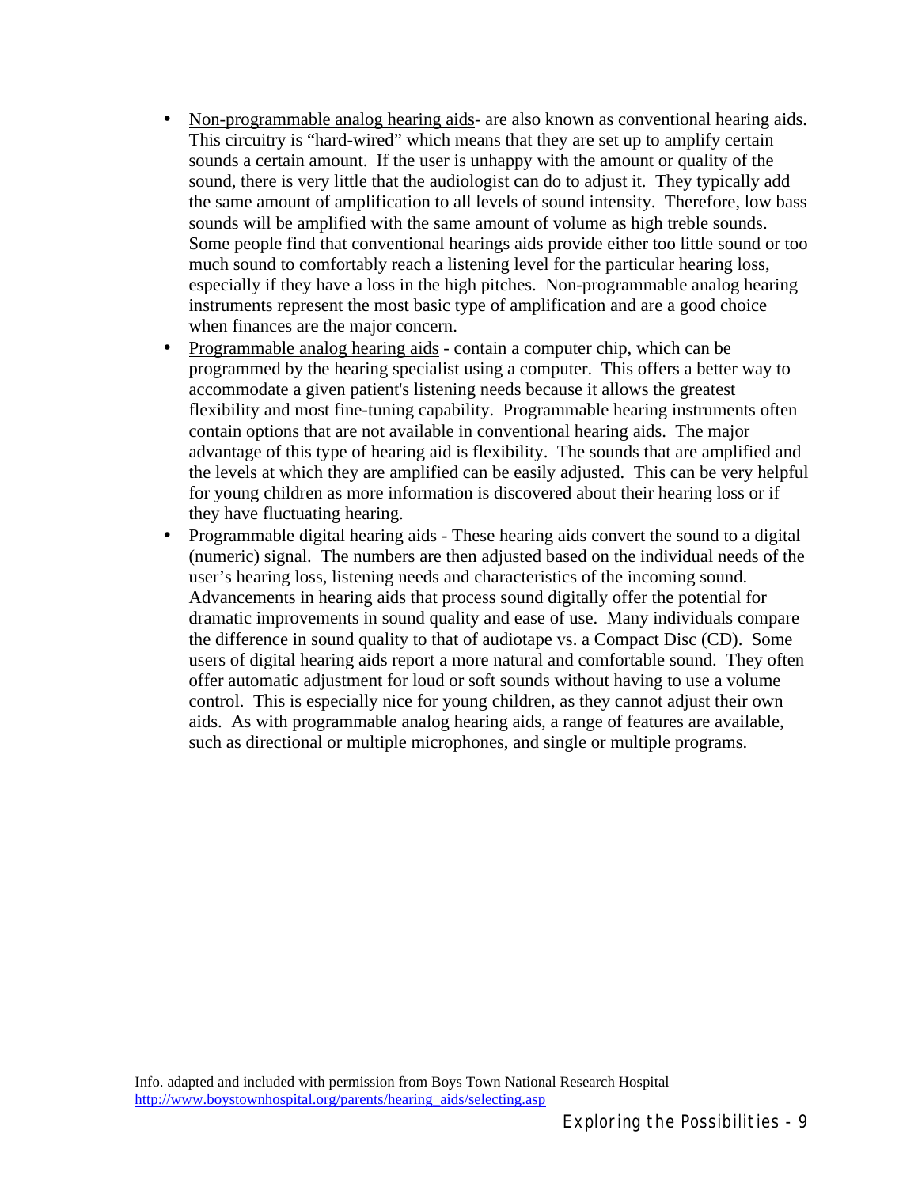- Non-programmable analog hearing aids- are also known as conventional hearing aids. This circuitry is "hard-wired" which means that they are set up to amplify certain sounds a certain amount. If the user is unhappy with the amount or quality of the sound, there is very little that the audiologist can do to adjust it. They typically add the same amount of amplification to all levels of sound intensity. Therefore, low bass sounds will be amplified with the same amount of volume as high treble sounds. Some people find that conventional hearings aids provide either too little sound or too much sound to comfortably reach a listening level for the particular hearing loss, especially if they have a loss in the high pitches. Non-programmable analog hearing instruments represent the most basic type of amplification and are a good choice when finances are the major concern.
- Programmable analog hearing aids - contain a computer chip, which can be programmed by the hearing specialist using a computer. This offers a better way to accommodate a given patient's listening needs because it allows the greatest flexibility and most fine-tuning capability. Programmable hearing instruments often contain options that are not available in conventional hearing aids. The major advantage of this type of hearing aid is flexibility. The sounds that are amplified and the levels at which they are amplified can be easily adjusted. This can be very helpful for young children as more information is discovered about their hearing loss or if they have fluctuating hearing.
- Programmable digital hearing aids - These hearing aids convert the sound to a digital (numeric) signal. The numbers are then adjusted based on the individual needs of the user's hearing loss, listening needs and characteristics of the incoming sound. Advancements in hearing aids that process sound digitally offer the potential for dramatic improvements in sound quality and ease of use. Many individuals compare the difference in sound quality to that of audiotape vs. a Compact Disc (CD). Some users of digital hearing aids report a more natural and comfortable sound. They often offer automatic adjustment for loud or soft sounds without having to use a volume control. This is especially nice for young children, as they cannot adjust their own aids. As with programmable analog hearing aids, a range of features are available, such as directional or multiple microphones, and single or multiple programs.

Info. adapted and included with permission from Boys Town National Research Hospital
http://www.boystownhospital.org/parents/hearing_aids/selecting.asp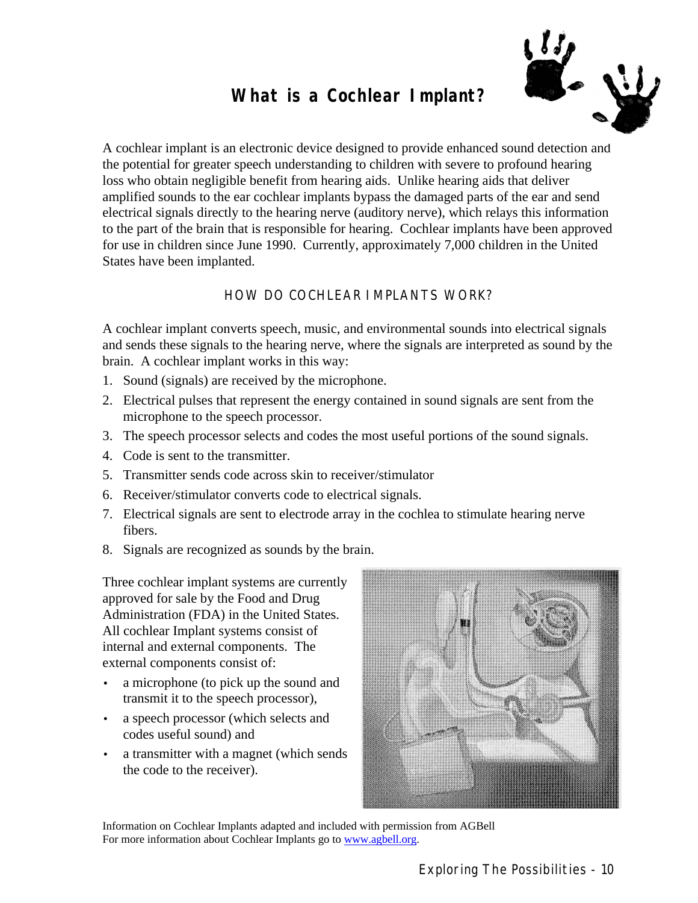# What is a Cochlear Implant?

A cochlear implant is an electronic device designed to provide enhanced sound detection and the potential for greater speech understanding to children with severe to profound hearing loss who obtain negligible benefit from hearing aids. Unlike hearing aids that deliver amplified sounds to the ear cochlear implants bypass the damaged parts of the ear and send electrical signals directly to the hearing nerve (auditory nerve), which relays this information to the part of the brain that is responsible for hearing. Cochlear implants have been approved for use in children since June 1990. Currently, approximately 7,000 children in the United States have been implanted.

## HOW DO COCHLEAR IMPLANTS WORK?

A cochlear implant converts speech, music, and environmental sounds into electrical signals and sends these signals to the hearing nerve, where the signals are interpreted as sound by the brain. A cochlear implant works in this way:

1. Sound (signals) are received by the microphone.
2. Electrical pulses that represent the energy contained in sound signals are sent from the microphone to the speech processor.
3. The speech processor selects and codes the most useful portions of the sound signals.
4. Code is sent to the transmitter.
5. Transmitter sends code across skin to receiver/stimulator
6. Receiver/stimulator converts code to electrical signals.
7. Electrical signals are sent to electrode array in the cochlea to stimulate hearing nerve fibers.
8. Signals are recognized as sounds by the brain.

Three cochlear implant systems are currently approved for sale by the Food and Drug Administration (FDA) in the United States. All cochlear Implant systems consist of internal and external components. The external components consist of:

- a microphone (to pick up the sound and transmit it to the speech processor),
- a speech processor (which selects and codes useful sound) and
- a transmitter with a magnet (which sends the code to the receiver).

Information on Cochlear Implants adapted and included with permission from AGBell
For more information about Cochlear Implants go to [www.agbell.org](http://www.agbell.org).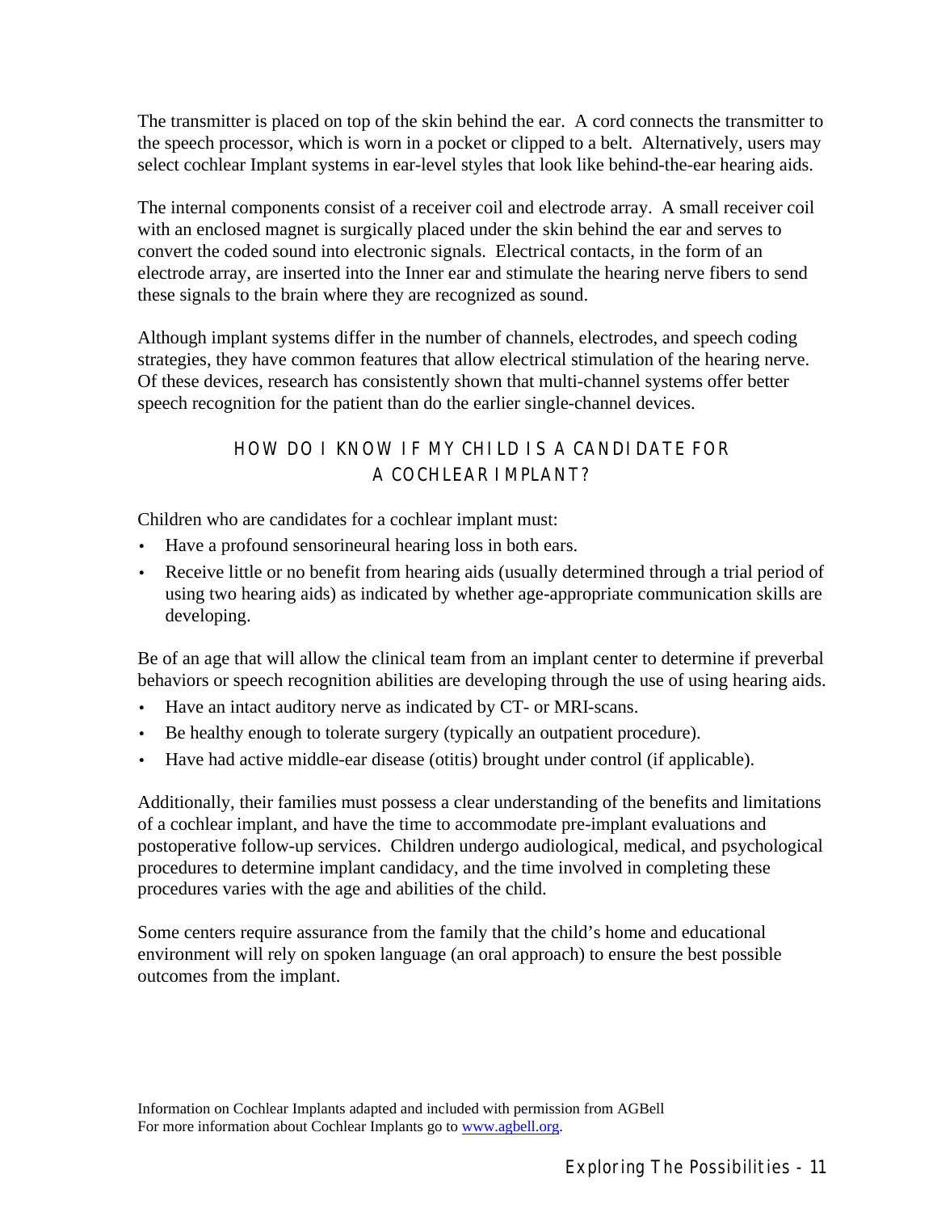The transmitter is placed on top of the skin behind the ear. A cord connects the transmitter to the speech processor, which is worn in a pocket or clipped to a belt. Alternatively, users may select cochlear Implant systems in ear-level styles that look like behind-the-ear hearing aids.

The internal components consist of a receiver coil and electrode array. A small receiver coil with an enclosed magnet is surgically placed under the skin behind the ear and serves to convert the coded sound into electronic signals. Electrical contacts, in the form of an electrode array, are inserted into the Inner ear and stimulate the hearing nerve fibers to send these signals to the brain where they are recognized as sound.

Although implant systems differ in the number of channels, electrodes, and speech coding strategies, they have common features that allow electrical stimulation of the hearing nerve. Of these devices, research has consistently shown that multi-channel systems offer better speech recognition for the patient than do the earlier single-channel devices.

## HOW DO I KNOW IF MY CHILD IS A CANDIDATE FOR A COCHLEAR IMPLANT?

Children who are candidates for a cochlear implant must:

- Have a profound sensorineural hearing loss in both ears.
- Receive little or no benefit from hearing aids (usually determined through a trial period of using two hearing aids) as indicated by whether age-appropriate communication skills are developing.

Be of an age that will allow the clinical team from an implant center to determine if preverbal behaviors or speech recognition abilities are developing through the use of using hearing aids.

- Have an intact auditory nerve as indicated by CT- or MRI-scans.
- Be healthy enough to tolerate surgery (typically an outpatient procedure).
- Have had active middle-ear disease (otitis) brought under control (if applicable).

Additionally, their families must possess a clear understanding of the benefits and limitations of a cochlear implant, and have the time to accommodate pre-implant evaluations and postoperative follow-up services. Children undergo audiological, medical, and psychological procedures to determine implant candidacy, and the time involved in completing these procedures varies with the age and abilities of the child.

Some centers require assurance from the family that the child's home and educational environment will rely on spoken language (an oral approach) to ensure the best possible outcomes from the implant.

Information on Cochlear Implants adapted and included with permission from AGBell
For more information about Cochlear Implants go to [www.agbell.org](http://www.agbell.org).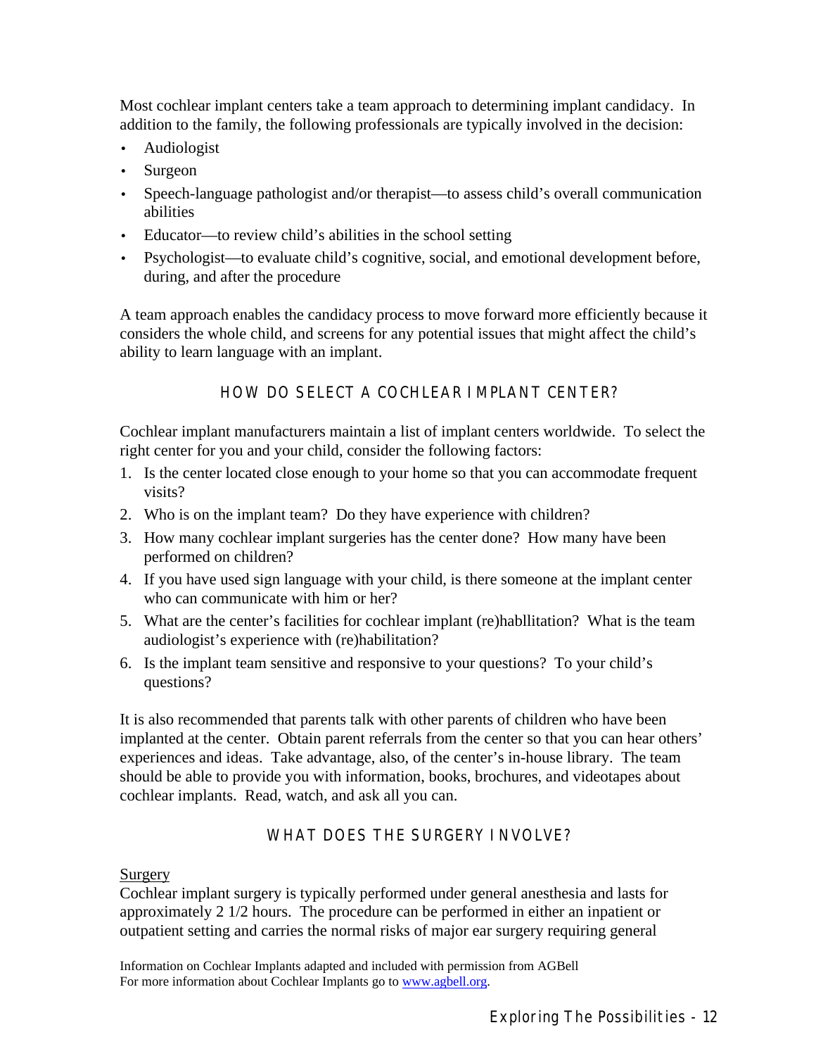Most cochlear implant centers take a team approach to determining implant candidacy. In addition to the family, the following professionals are typically involved in the decision:

- Audiologist
- Surgeon
- Speech-language pathologist and/or therapist—to assess child's overall communication abilities
- Educator—to review child's abilities in the school setting
- Psychologist—to evaluate child's cognitive, social, and emotional development before, during, and after the procedure

A team approach enables the candidacy process to move forward more efficiently because it considers the whole child, and screens for any potential issues that might affect the child's ability to learn language with an implant.

## HOW DO SELECT A COCHLEAR IMPLANT CENTER?

Cochlear implant manufacturers maintain a list of implant centers worldwide. To select the right center for you and your child, consider the following factors:

1. Is the center located close enough to your home so that you can accommodate frequent visits?
2. Who is on the implant team? Do they have experience with children?
3. How many cochlear implant surgeries has the center done? How many have been performed on children?
4. If you have used sign language with your child, is there someone at the implant center who can communicate with him or her?
5. What are the center's facilities for cochlear implant (re)habllitation? What is the team audiologist's experience with (re)habilitation?
6. Is the implant team sensitive and responsive to your questions? To your child's questions?

It is also recommended that parents talk with other parents of children who have been implanted at the center. Obtain parent referrals from the center so that you can hear others' experiences and ideas. Take advantage, also, of the center's in-house library. The team should be able to provide you with information, books, brochures, and videotapes about cochlear implants. Read, watch, and ask all you can.

## WHAT DOES THE SURGERY INVOLVE?

<u>Surgery</u>

Cochlear implant surgery is typically performed under general anesthesia and lasts for approximately 2 1/2 hours. The procedure can be performed in either an inpatient or outpatient setting and carries the normal risks of major ear surgery requiring general

Information on Cochlear Implants adapted and included with permission from AGBell
For more information about Cochlear Implants go to [www.agbell.org](http://www.agbell.org).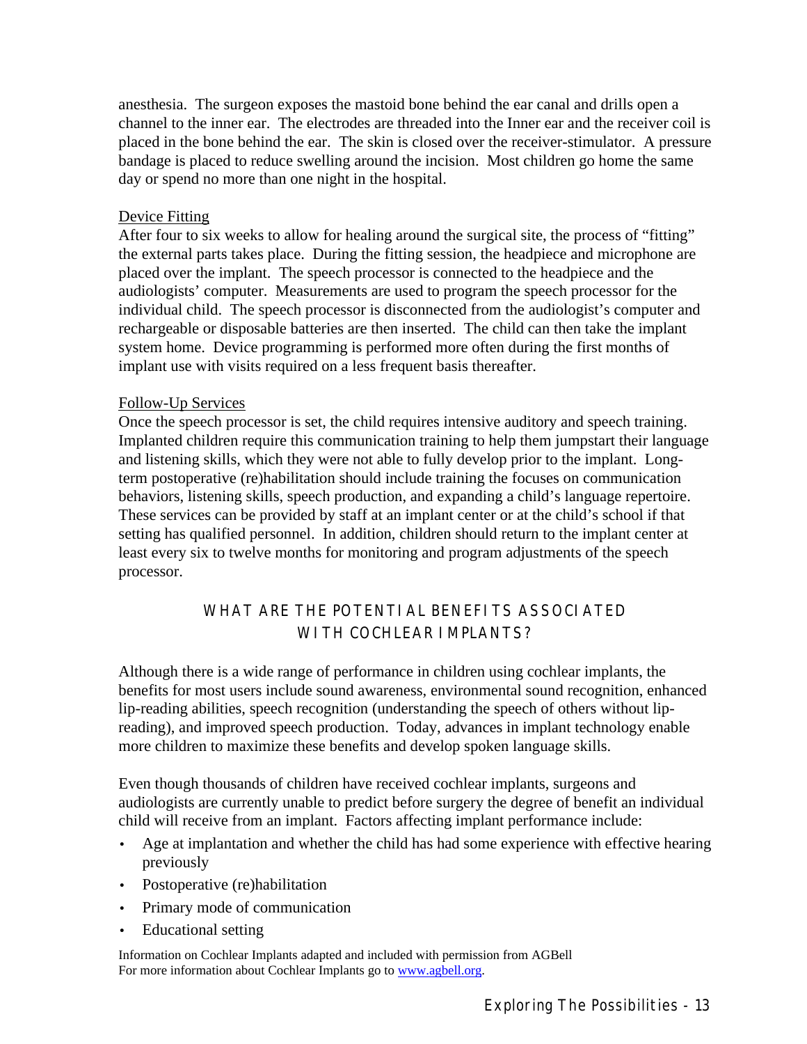anesthesia. The surgeon exposes the mastoid bone behind the ear canal and drills open a channel to the inner ear. The electrodes are threaded into the Inner ear and the receiver coil is placed in the bone behind the ear. The skin is closed over the receiver-stimulator. A pressure bandage is placed to reduce swelling around the incision. Most children go home the same day or spend no more than one night in the hospital.

### Device Fitting

After four to six weeks to allow for healing around the surgical site, the process of "fitting" the external parts takes place. During the fitting session, the headpiece and microphone are placed over the implant. The speech processor is connected to the headpiece and the audiologists' computer. Measurements are used to program the speech processor for the individual child. The speech processor is disconnected from the audiologist's computer and rechargeable or disposable batteries are then inserted. The child can then take the implant system home. Device programming is performed more often during the first months of implant use with visits required on a less frequent basis thereafter.

### Follow-Up Services

Once the speech processor is set, the child requires intensive auditory and speech training. Implanted children require this communication training to help them jumpstart their language and listening skills, which they were not able to fully develop prior to the implant. Long-term postoperative (re)habilitation should include training the focuses on communication behaviors, listening skills, speech production, and expanding a child's language repertoire. These services can be provided by staff at an implant center or at the child's school if that setting has qualified personnel. In addition, children should return to the implant center at least every six to twelve months for monitoring and program adjustments of the speech processor.

## WHAT ARE THE POTENTIAL BENEFITS ASSOCIATED WITH COCHLEAR IMPLANTS?

Although there is a wide range of performance in children using cochlear implants, the benefits for most users include sound awareness, environmental sound recognition, enhanced lip-reading abilities, speech recognition (understanding the speech of others without lip-reading), and improved speech production. Today, advances in implant technology enable more children to maximize these benefits and develop spoken language skills.

Even though thousands of children have received cochlear implants, surgeons and audiologists are currently unable to predict before surgery the degree of benefit an individual child will receive from an implant. Factors affecting implant performance include:

- Age at implantation and whether the child has had some experience with effective hearing previously
- Postoperative (re)habilitation
- Primary mode of communication
- Educational setting

Information on Cochlear Implants adapted and included with permission from AGBell
For more information about Cochlear Implants go to [www.agbell.org](http://www.agbell.org).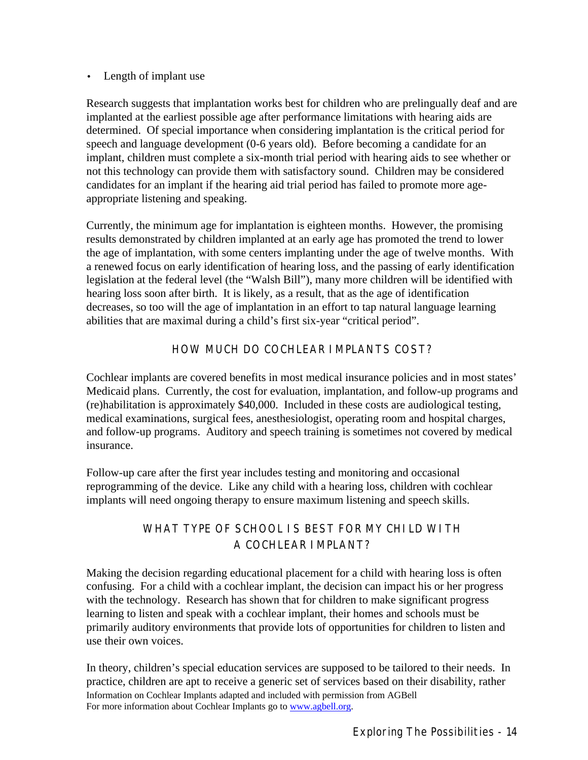- Length of implant use

Research suggests that implantation works best for children who are prelingually deaf and are implanted at the earliest possible age after performance limitations with hearing aids are determined. Of special importance when considering implantation is the critical period for speech and language development (0-6 years old). Before becoming a candidate for an implant, children must complete a six-month trial period with hearing aids to see whether or not this technology can provide them with satisfactory sound. Children may be considered candidates for an implant if the hearing aid trial period has failed to promote more age-appropriate listening and speaking.

Currently, the minimum age for implantation is eighteen months. However, the promising results demonstrated by children implanted at an early age has promoted the trend to lower the age of implantation, with some centers implanting under the age of twelve months. With a renewed focus on early identification of hearing loss, and the passing of early identification legislation at the federal level (the "Walsh Bill"), many more children will be identified with hearing loss soon after birth. It is likely, as a result, that as the age of identification decreases, so too will the age of implantation in an effort to tap natural language learning abilities that are maximal during a child's first six-year "critical period".

## HOW MUCH DO COCHLEAR IMPLANTS COST?

Cochlear implants are covered benefits in most medical insurance policies and in most states' Medicaid plans. Currently, the cost for evaluation, implantation, and follow-up programs and (re)habilitation is approximately $40,000. Included in these costs are audiological testing, medical examinations, surgical fees, anesthesiologist, operating room and hospital charges, and follow-up programs. Auditory and speech training is sometimes not covered by medical insurance.

Follow-up care after the first year includes testing and monitoring and occasional reprogramming of the device. Like any child with a hearing loss, children with cochlear implants will need ongoing therapy to ensure maximum listening and speech skills.

## WHAT TYPE OF SCHOOL IS BEST FOR MY CHILD WITH A COCHLEAR IMPLANT?

Making the decision regarding educational placement for a child with hearing loss is often confusing. For a child with a cochlear implant, the decision can impact his or her progress with the technology. Research has shown that for children to make significant progress learning to listen and speak with a cochlear implant, their homes and schools must be primarily auditory environments that provide lots of opportunities for children to listen and use their own voices.

In theory, children's special education services are supposed to be tailored to their needs. In practice, children are apt to receive a generic set of services based on their disability, rather

Information on Cochlear Implants adapted and included with permission from AGBell
For more information about Cochlear Implants go to [www.agbell.org](http://www.agbell.org).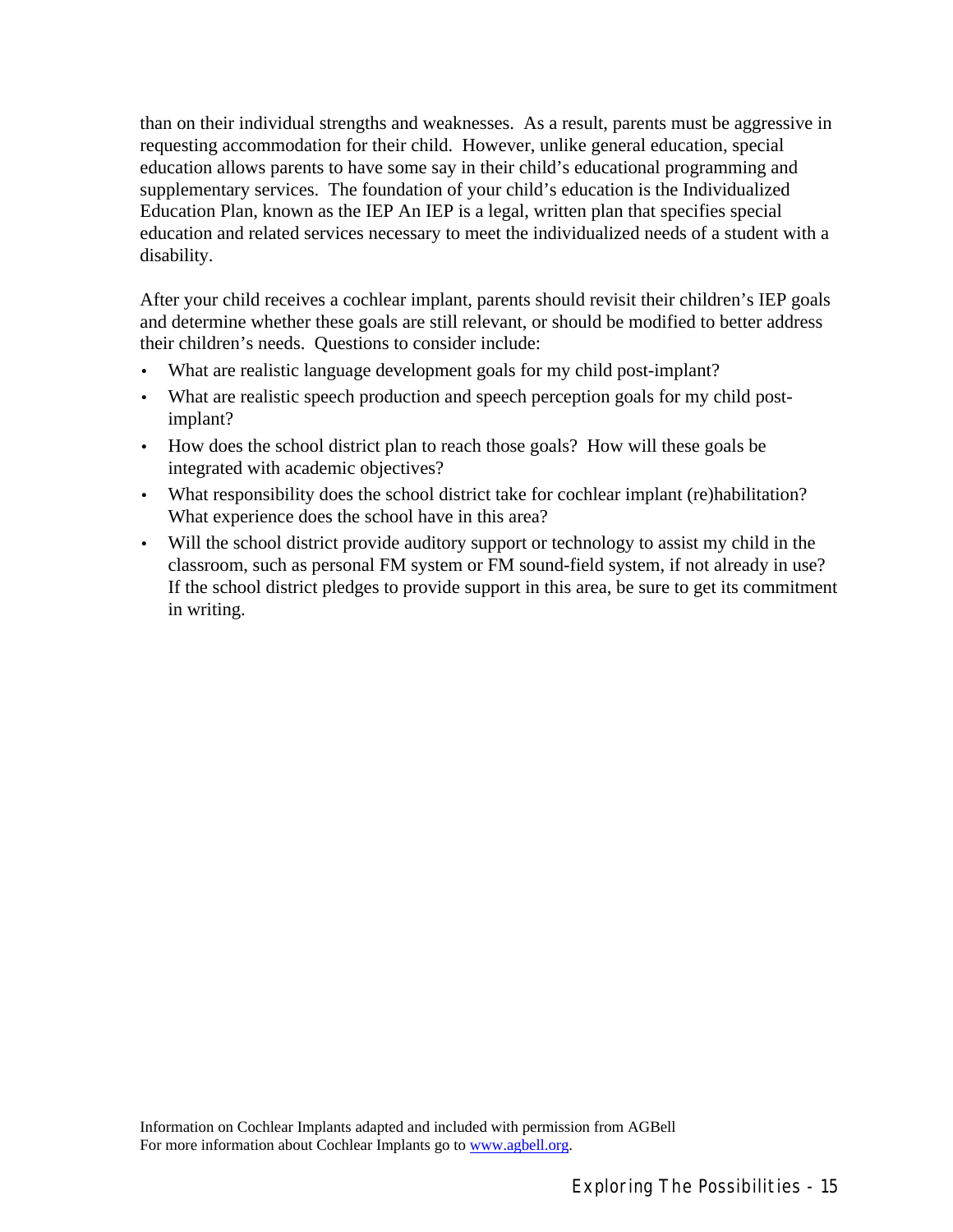than on their individual strengths and weaknesses. As a result, parents must be aggressive in requesting accommodation for their child. However, unlike general education, special education allows parents to have some say in their child's educational programming and supplementary services. The foundation of your child's education is the Individualized Education Plan, known as the IEP An IEP is a legal, written plan that specifies special education and related services necessary to meet the individualized needs of a student with a disability.

After your child receives a cochlear implant, parents should revisit their children's IEP goals and determine whether these goals are still relevant, or should be modified to better address their children's needs. Questions to consider include:

- What are realistic language development goals for my child post-implant?
- What are realistic speech production and speech perception goals for my child post-implant?
- How does the school district plan to reach those goals? How will these goals be integrated with academic objectives?
- What responsibility does the school district take for cochlear implant (re)habilitation? What experience does the school have in this area?
- Will the school district provide auditory support or technology to assist my child in the classroom, such as personal FM system or FM sound-field system, if not already in use? If the school district pledges to provide support in this area, be sure to get its commitment in writing.

Information on Cochlear Implants adapted and included with permission from AGBell
For more information about Cochlear Implants go to [www.agbell.org](http://www.agbell.org).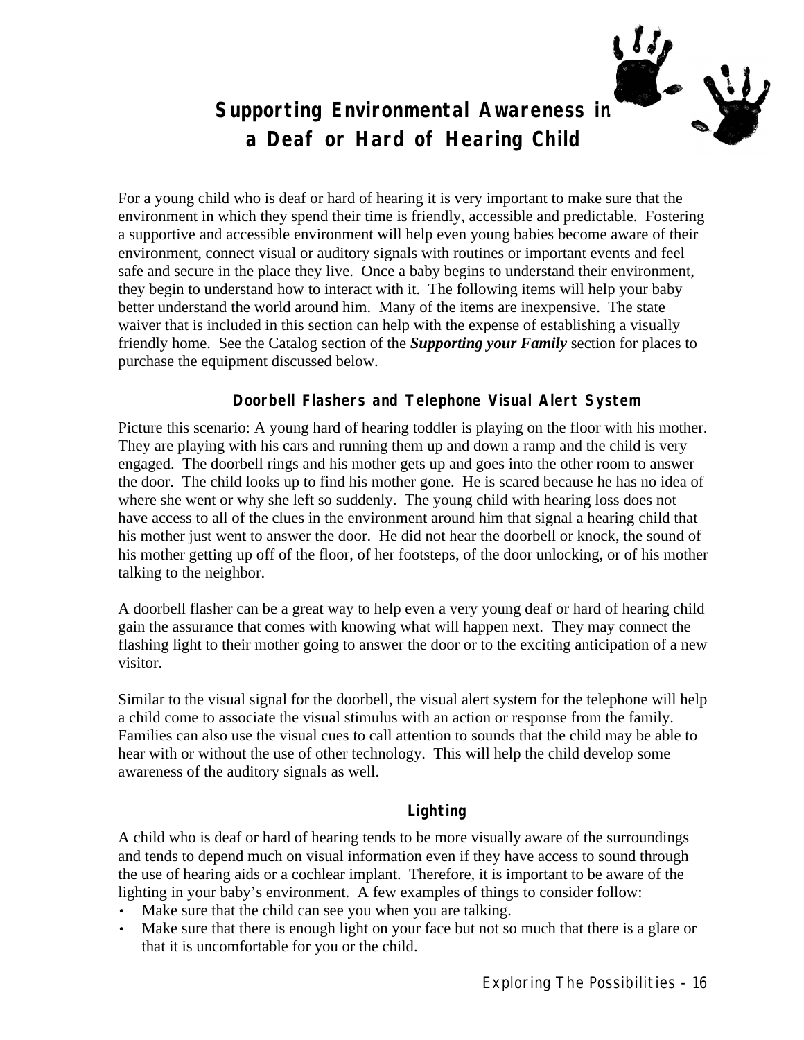# Supporting Environmental Awareness in a Deaf or Hard of Hearing Child

For a young child who is deaf or hard of hearing it is very important to make sure that the environment in which they spend their time is friendly, accessible and predictable. Fostering a supportive and accessible environment will help even young babies become aware of their environment, connect visual or auditory signals with routines or important events and feel safe and secure in the place they live. Once a baby begins to understand their environment, they begin to understand how to interact with it. The following items will help your baby better understand the world around him. Many of the items are inexpensive. The state waiver that is included in this section can help with the expense of establishing a visually friendly home. See the Catalog section of the ***Supporting your Family*** section for places to purchase the equipment discussed below.

## Doorbell Flashers and Telephone Visual Alert System

Picture this scenario: A young hard of hearing toddler is playing on the floor with his mother. They are playing with his cars and running them up and down a ramp and the child is very engaged. The doorbell rings and his mother gets up and goes into the other room to answer the door. The child looks up to find his mother gone. He is scared because he has no idea of where she went or why she left so suddenly. The young child with hearing loss does not have access to all of the clues in the environment around him that signal a hearing child that his mother just went to answer the door. He did not hear the doorbell or knock, the sound of his mother getting up off of the floor, of her footsteps, of the door unlocking, or of his mother talking to the neighbor.

A doorbell flasher can be a great way to help even a very young deaf or hard of hearing child gain the assurance that comes with knowing what will happen next. They may connect the flashing light to their mother going to answer the door or to the exciting anticipation of a new visitor.

Similar to the visual signal for the doorbell, the visual alert system for the telephone will help a child come to associate the visual stimulus with an action or response from the family. Families can also use the visual cues to call attention to sounds that the child may be able to hear with or without the use of other technology. This will help the child develop some awareness of the auditory signals as well.

## Lighting

A child who is deaf or hard of hearing tends to be more visually aware of the surroundings and tends to depend much on visual information even if they have access to sound through the use of hearing aids or a cochlear implant. Therefore, it is important to be aware of the lighting in your baby's environment. A few examples of things to consider follow:

- Make sure that the child can see you when you are talking.
- Make sure that there is enough light on your face but not so much that there is a glare or that it is uncomfortable for you or the child.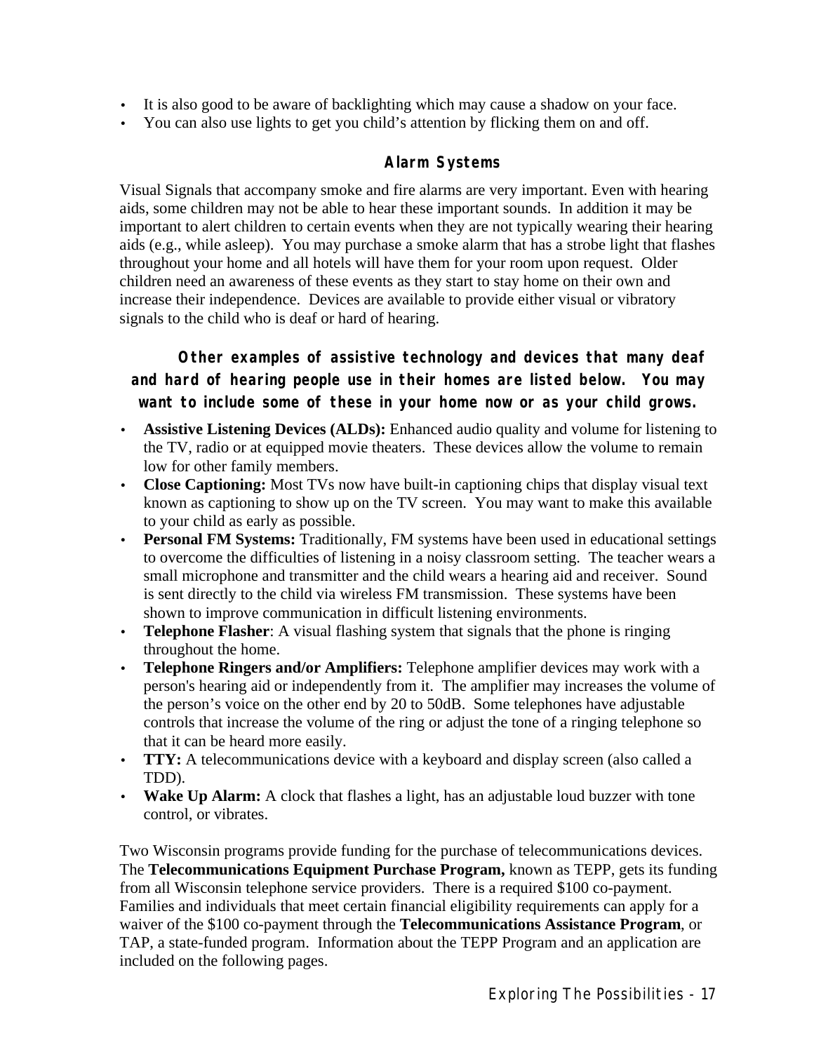- It is also good to be aware of backlighting which may cause a shadow on your face.
- You can also use lights to get you child's attention by flicking them on and off.

### Alarm Systems

Visual Signals that accompany smoke and fire alarms are very important. Even with hearing aids, some children may not be able to hear these important sounds. In addition it may be important to alert children to certain events when they are not typically wearing their hearing aids (e.g., while asleep). You may purchase a smoke alarm that has a strobe light that flashes throughout your home and all hotels will have them for your room upon request. Older children need an awareness of these events as they start to stay home on their own and increase their independence. Devices are available to provide either visual or vibratory signals to the child who is deaf or hard of hearing.

**Other examples of assistive technology and devices that many deaf and hard of hearing people use in their homes are listed below. You may want to include some of these in your home now or as your child grows.**

- **Assistive Listening Devices (ALDs):** Enhanced audio quality and volume for listening to the TV, radio or at equipped movie theaters. These devices allow the volume to remain low for other family members.
- **Close Captioning:** Most TVs now have built-in captioning chips that display visual text known as captioning to show up on the TV screen. You may want to make this available to your child as early as possible.
- **Personal FM Systems:** Traditionally, FM systems have been used in educational settings to overcome the difficulties of listening in a noisy classroom setting. The teacher wears a small microphone and transmitter and the child wears a hearing aid and receiver. Sound is sent directly to the child via wireless FM transmission. These systems have been shown to improve communication in difficult listening environments.
- **Telephone Flasher**: A visual flashing system that signals that the phone is ringing throughout the home.
- **Telephone Ringers and/or Amplifiers:** Telephone amplifier devices may work with a person's hearing aid or independently from it. The amplifier may increases the volume of the person's voice on the other end by 20 to 50dB. Some telephones have adjustable controls that increase the volume of the ring or adjust the tone of a ringing telephone so that it can be heard more easily.
- **TTY:** A telecommunications device with a keyboard and display screen (also called a TDD).
- **Wake Up Alarm:** A clock that flashes a light, has an adjustable loud buzzer with tone control, or vibrates.

Two Wisconsin programs provide funding for the purchase of telecommunications devices. The **Telecommunications Equipment Purchase Program,** known as TEPP, gets its funding from all Wisconsin telephone service providers. There is a required $100 co-payment. Families and individuals that meet certain financial eligibility requirements can apply for a waiver of the $100 co-payment through the **Telecommunications Assistance Program**, or TAP, a state-funded program. Information about the TEPP Program and an application are included on the following pages.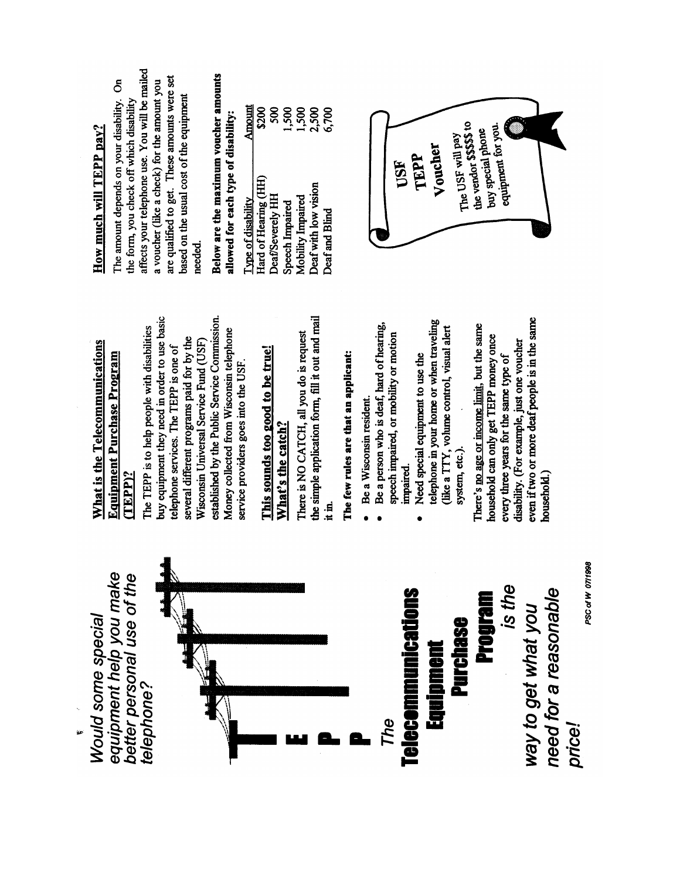*Would some special equipment help you make better personal use of the telephone?*

**T**

**E**

**P**

**P**

*The*

**Telecommunications Equipment Purchase Program**

*is the way to get what you need for a reasonable price!*

PSC of W 07/1998

## What is the Telecommunications Equipment Purchase Program (TEPP)?

The TEPP is to help people with disabilities buy equipment they need in order to use basic telephone services. The TEPP is one of several different programs paid for by the Wisconsin Universal Service Fund (USF) established by the Public Service Commission. Money collected from Wisconsin telephone service providers goes into the USF.

## This sounds too good to be true! What's the catch?

There is NO CATCH, all you do is request the simple application form, fill it out and mail it in.

**The few rules are that an applicant:**

- Be a Wisconsin resident.
- Be a person who is deaf, hard of hearing, speech impaired, or mobility or motion impaired.
- Need special equipment to use the telephone in your home or when traveling (like a TTY, volume control, visual alert system, etc.).

There's no age or income limit, but the same household can only get TEPP money once every three years for the same type of disability. (For example, just one voucher even if two or more deaf people is in the same household.)

## How much will TEPP pay?

The amount depends on your disability. On the form, you check off which disability affects your telephone use. You will be mailed a voucher (like a check) for the amount you are qualified to get. These amounts were set based on the usual cost of the equipment needed.

**Below are the maximum voucher amounts allowed for each type of disability:**

| Type of disability | Amount |
|---|---|
| Hard of Hearing (HH) | $200 |
| Deaf/Severely HH | 500 |
| Speech Impaired | 1,500 |
| Mobility Impaired | 1,500 |
| Deaf with low vision | 2,500 |
| Deaf and Blind | 6,700 |

**USF TEPP Voucher**

The USF will pay the vendor $$$$ to buy special phone equipment for you.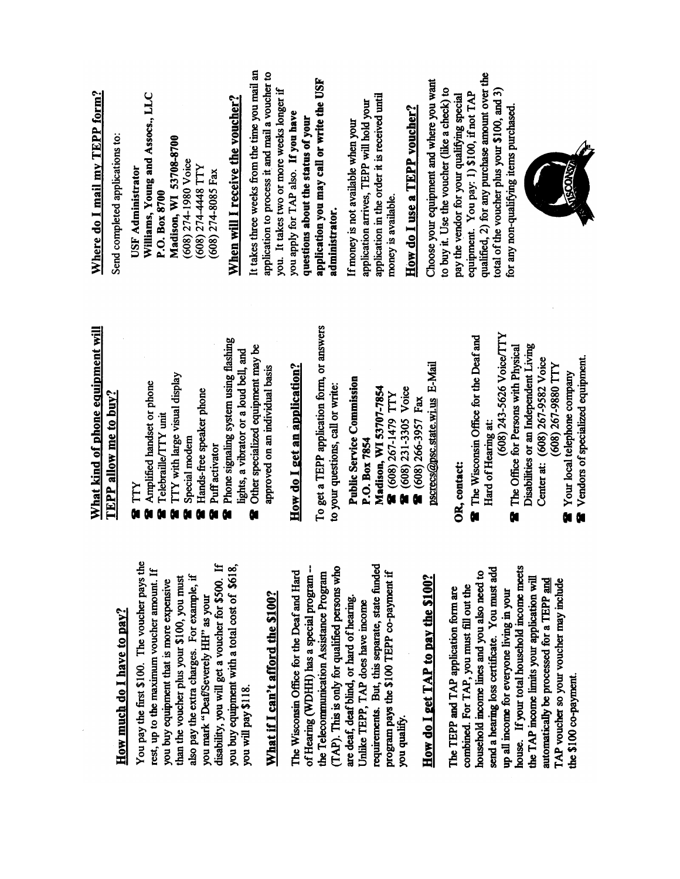## How much do I have to pay?

You pay the first $100. The voucher pays the rest, up to the maximum voucher amount. If you buy equipment that is more expensive than the voucher plus your $100, you must also pay the extra charges. For example, if you mark "Deaf/Severely HH" as your disability, you will get a voucher for $500. If you buy equipment with a total cost of $618, you will pay $118.

## What if I can't afford the $100?

The Wisconsin Office for the Deaf and Hard of Hearing (WDHH) has a special program -- the Telecommunication Assistance Program (TAP). This is only for qualified persons who are deaf, deaf/blind, or hard of hearing. Unlike TEPP, TAP does have income requirements. But, this separate, state funded program pays the $100 TEPP co-payment if you qualify.

## How do I get TAP to pay the $100?

The TEPP and TAP application form are combined. For TAP, you must fill out the household income lines and you also need to send a hearing loss certificate. You must add up all income for everyone living in your house. If your total household income meets the TAP income limits your application will automatically be processed for a TEPP and TAP voucher so your voucher may include the $100 co-payment.

## What kind of phone equipment will TEPP allow me to buy?

- TTY
- Amplified handset or phone
- Telebraille/TTY unit
- TTY with large visual display
- Special modem
- Hands-free speaker phone
- Puff activator
- Phone signaling system using flashing lights, a vibrator or a loud bell, and
- Other specialized equipment may be approved on an individual basis

## How do I get an application?

To get a TEPP application form, or answers to your questions, call or write:

**Public Service Commission**
**P.O. Box 7854**
**Madison, WI 53707-7854**
(608) 267-1479 TTY
(608) 231-3305 Voice
(608) 266-3957 Fax
pscrecs@psc.state.wi.us E-Mail

**OR, contact:**

- The Wisconsin Office for the Deaf and Hard of Hearing at:
  (608) 243-5626 Voice/TTY
- The Office for Persons with Physical Disabilities or an Independent Living Center at: (608) 267-9582 Voice
  (608) 267-9880 TTY
- Your local telephone company
- Vendors of specialized equipment.

## Where do I mail my TEPP form?

Send completed applications to:

**USF Administrator**
**Williams, Young and Assocs., LLC**
**P.O. Box 8700**
**Madison, WI 53708-8700**
(608) 274-1980 Voice
(608) 274-4448 TTY
(608) 274-8085 Fax

## When will I receive the voucher?

It takes three weeks from the time you mail an application to process it and mail a voucher to you. It takes two or more weeks longer if you apply for TAP also. **If you have questions about the status of your application you may call or write the USF administrator.**

If money is not available when your application arrives, TEPP will hold your application in the order it is received until money is available.

## How do I use a TEPP voucher?

Choose your equipment and where you want to buy it. Use the voucher (like a check) to pay the vendor for your qualifying special equipment. You pay: 1) $100, if not TAP qualified, 2) for any purchase amount over the total of the voucher plus your $100, and 3) for any non-qualifying items purchased.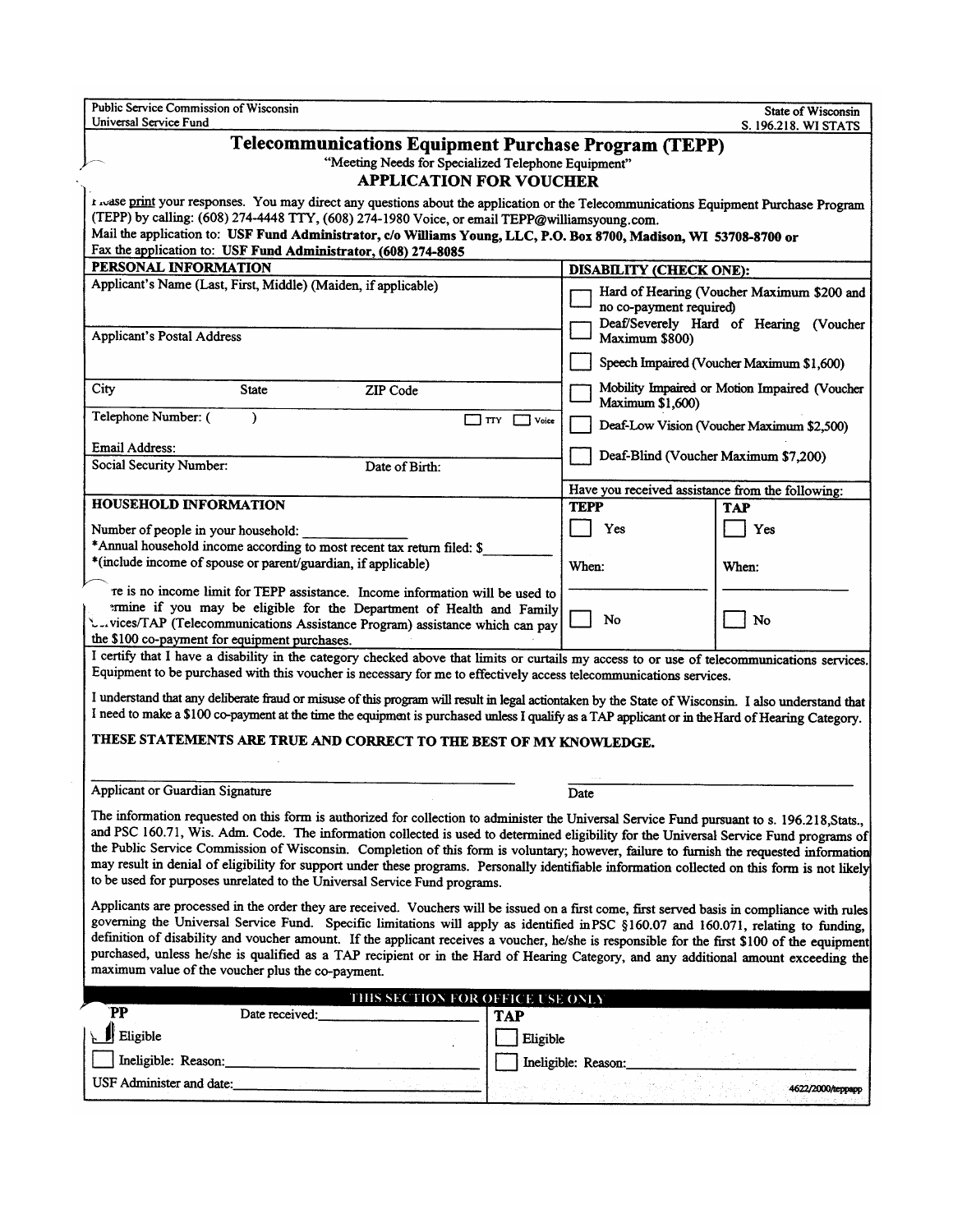Public Service Commission of Wisconsin
Universal Service Fund

State of Wisconsin
S. 196.218. WI STATS

# Telecommunications Equipment Purchase Program (TEPP)

"Meeting Needs for Specialized Telephone Equipment"

## APPLICATION FOR VOUCHER

Please print your responses. You may direct any questions about the application or the Telecommunications Equipment Purchase Program (TEPP) by calling: (608) 274-4448 TTY, (608) 274-1980 Voice, or email TEPP@williamsyoung.com.

Mail the application to: **USF Fund Administrator, c/o Williams Young, LLC, P.O. Box 8700, Madison, WI 53708-8700 or**

Fax the application to: **USF Fund Administrator, (608) 274-8085**

### PERSONAL INFORMATION

Applicant's Name (Last, First, Middle) (Maiden, if applicable)

Applicant's Postal Address

City | State | ZIP Code

Telephone Number: ( ) ☐ TTY ☐ Voice

Email Address:

Social Security Number: | Date of Birth:

### DISABILITY (CHECK ONE):

- ☐ Hard of Hearing (Voucher Maximum $200 and no co-payment required)
- ☐ Deaf/Severely Hard of Hearing (Voucher Maximum $800)
- ☐ Speech Impaired (Voucher Maximum $1,600)
- ☐ Mobility Impaired or Motion Impaired (Voucher Maximum $1,600)
- ☐ Deaf-Low Vision (Voucher Maximum $2,500)
- ☐ Deaf-Blind (Voucher Maximum $7,200)

### HOUSEHOLD INFORMATION

Number of people in your household: ____________

*Annual household income according to most recent tax return filed: $__________

*(include income of spouse or parent/guardian, if applicable)

There is no income limit for TEPP assistance. Income information will be used to determine if you may be eligible for the Department of Health and Family Services/TAP (Telecommunications Assistance Program) assistance which can pay the $100 co-payment for equipment purchases.

Have you received assistance from the following:

| TEPP | TAP |
|---|---|
| ☐ Yes | ☐ Yes |
| When: | When: |
| ☐ No | ☐ No |

I certify that I have a disability in the category checked above that limits or curtails my access to or use of telecommunications services. Equipment to be purchased with this voucher is necessary for me to effectively access telecommunications services.

I understand that any deliberate fraud or misuse of this program will result in legal actiontaken by the State of Wisconsin. I also understand that I need to make a $100 co-payment at the time the equipment is purchased unless I qualify as a TAP applicant or in the Hard of Hearing Category.

**THESE STATEMENTS ARE TRUE AND CORRECT TO THE BEST OF MY KNOWLEDGE.**

Applicant or Guardian Signature ____________________ Date ____________

The information requested on this form is authorized for collection to administer the Universal Service Fund pursuant to s. 196.218,Stats., and PSC 160.71, Wis. Adm. Code. The information collected is used to determined eligibility for the Universal Service Fund programs of the Public Service Commission of Wisconsin. Completion of this form is voluntary; however, failure to furnish the requested information may result in denial of eligibility for support under these programs. Personally identifiable information collected on this form is not likely to be used for purposes unrelated to the Universal Service Fund programs.

Applicants are processed in the order they are received. Vouchers will be issued on a first come, first served basis in compliance with rules governing the Universal Service Fund. Specific limitations will apply as identified in PSC §160.07 and 160.071, relating to funding, definition of disability and voucher amount. If the applicant receives a voucher, he/she is responsible for the first $100 of the equipment purchased, unless he/she is qualified as a TAP recipient or in the Hard of Hearing Category, and any additional amount exceeding the maximum value of the voucher plus the co-payment.

**THIS SECTION FOR OFFICE USE ONLY**

| TEPP Date received: ____________ | TAP |
|---|---|
| ☐ Eligible | ☐ Eligible |
| ☐ Ineligible: Reason: ____________ | ☐ Ineligible: Reason: ____________ |
| USF Administer and date: ____________ | |

4622/2000/teppapp